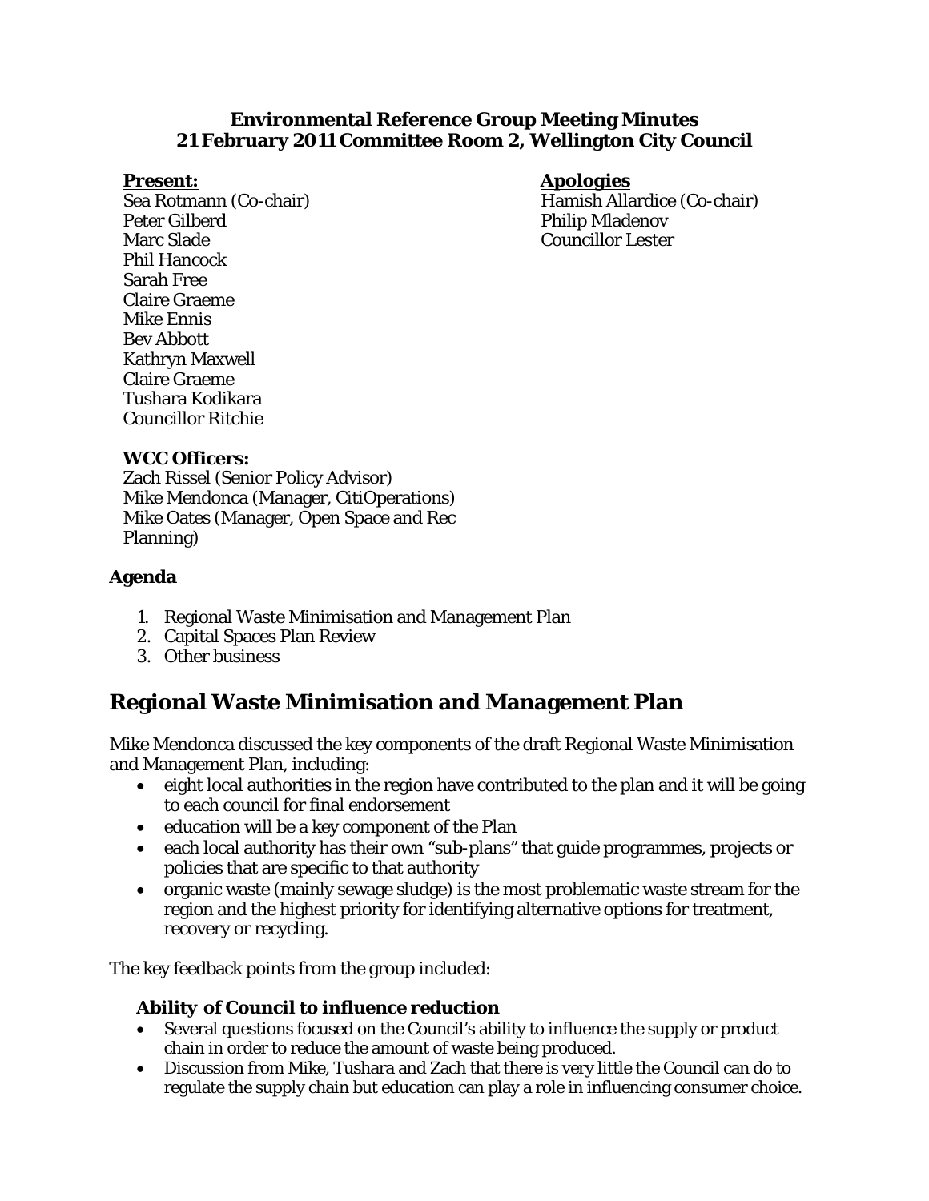**Environmental Reference Group Meeting Minutes**
**21 February 2011 Committee Room 2, Wellington City Council**

**Present:**
Sea Rotmann (Co-chair)
Peter Gilberd
Marc Slade
Phil Hancock
Sarah Free
Claire Graeme
Mike Ennis
Bev Abbott
Kathryn Maxwell
Claire Graeme
Tushara Kodikara
Councillor Ritchie

**Apologies**
Hamish Allardice (Co-chair)
Philip Mladenov
Councillor Lester

**WCC Officers:**
Zach Rissel (Senior Policy Advisor)
Mike Mendonca (Manager, CitiOperations)
Mike Oates (Manager, Open Space and Rec Planning)

**Agenda**

1. Regional Waste Minimisation and Management Plan
2. Capital Spaces Plan Review
3. Other business

## Regional Waste Minimisation and Management Plan

Mike Mendonca discussed the key components of the draft Regional Waste Minimisation and Management Plan, including:

- eight local authorities in the region have contributed to the plan and it will be going to each council for final endorsement
- education will be a key component of the Plan
- each local authority has their own "sub-plans" that guide programmes, projects or policies that are specific to that authority
- organic waste (mainly sewage sludge) is the most problematic waste stream for the region and the highest priority for identifying alternative options for treatment, recovery or recycling.

The key feedback points from the group included:

### Ability of Council to influence reduction

- Several questions focused on the Council's ability to influence the supply or product chain in order to reduce the amount of waste being produced.
- Discussion from Mike, Tushara and Zach that there is very little the Council can do to regulate the supply chain but education can play a role in influencing consumer choice.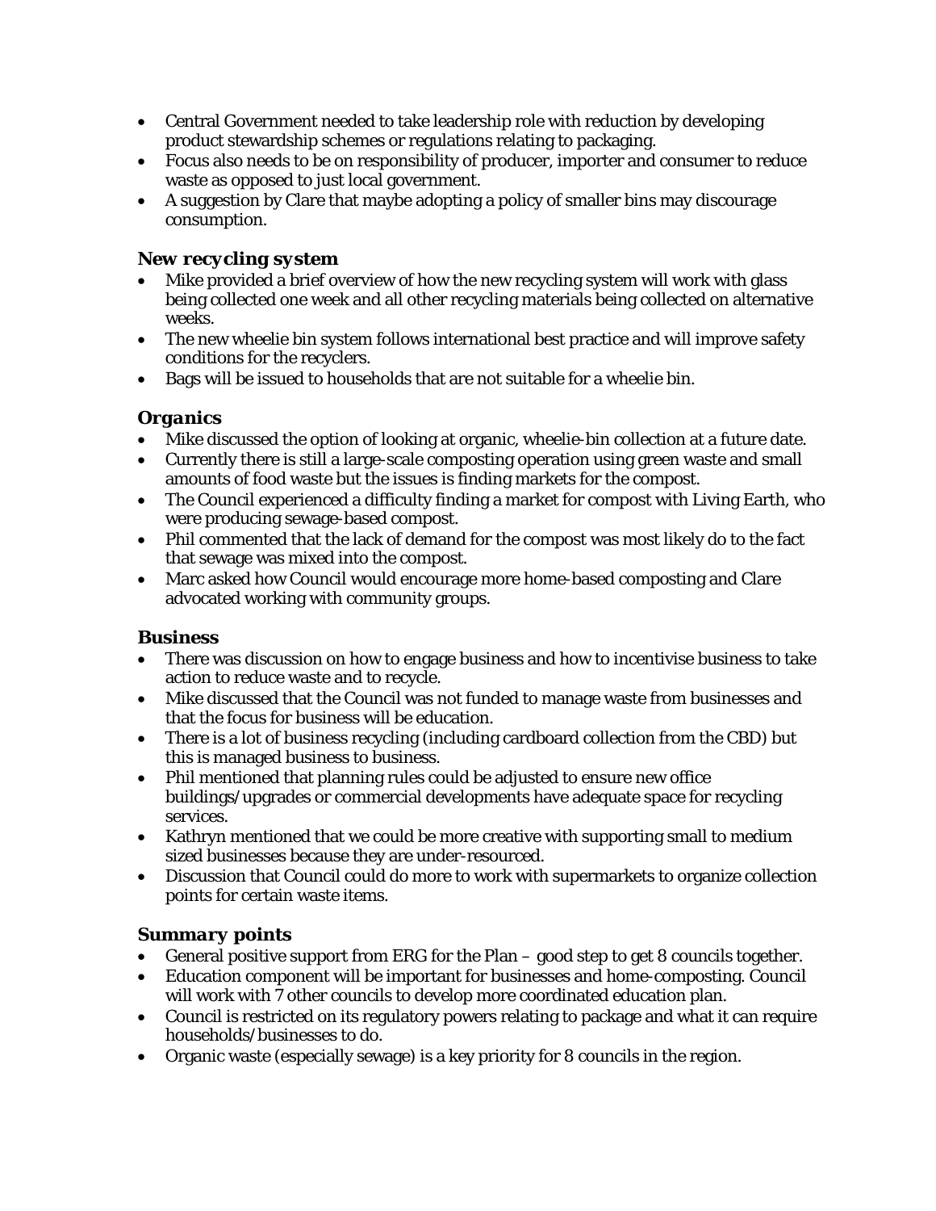- Central Government needed to take leadership role with reduction by developing product stewardship schemes or regulations relating to packaging.
- Focus also needs to be on responsibility of producer, importer and consumer to reduce waste as opposed to just local government.
- A suggestion by Clare that maybe adopting a policy of smaller bins may discourage consumption.

### *New recycling system*

- Mike provided a brief overview of how the new recycling system will work with glass being collected one week and all other recycling materials being collected on alternative weeks.
- The new wheelie bin system follows international best practice and will improve safety conditions for the recyclers.
- Bags will be issued to households that are not suitable for a wheelie bin.

### *Organics*

- Mike discussed the option of looking at organic, wheelie-bin collection at a future date.
- Currently there is still a large-scale composting operation using green waste and small amounts of food waste but the issues is finding markets for the compost.
- The Council experienced a difficulty finding a market for compost with Living Earth, who were producing sewage-based compost.
- Phil commented that the lack of demand for the compost was most likely do to the fact that sewage was mixed into the compost.
- Marc asked how Council would encourage more home-based composting and Clare advocated working with community groups.

### *Business*

- There was discussion on how to engage business and how to incentivise business to take action to reduce waste and to recycle.
- Mike discussed that the Council was not funded to manage waste from businesses and that the focus for business will be education.
- There is a lot of business recycling (including cardboard collection from the CBD) but this is managed business to business.
- Phil mentioned that planning rules could be adjusted to ensure new office buildings/upgrades or commercial developments have adequate space for recycling services.
- Kathryn mentioned that we could be more creative with supporting small to medium sized businesses because they are under-resourced.
- Discussion that Council could do more to work with supermarkets to organize collection points for certain waste items.

### *Summary points*

- General positive support from ERG for the Plan – good step to get 8 councils together.
- Education component will be important for businesses and home-composting. Council will work with 7 other councils to develop more coordinated education plan.
- Council is restricted on its regulatory powers relating to package and what it can require households/businesses to do.
- Organic waste (especially sewage) is a key priority for 8 councils in the region.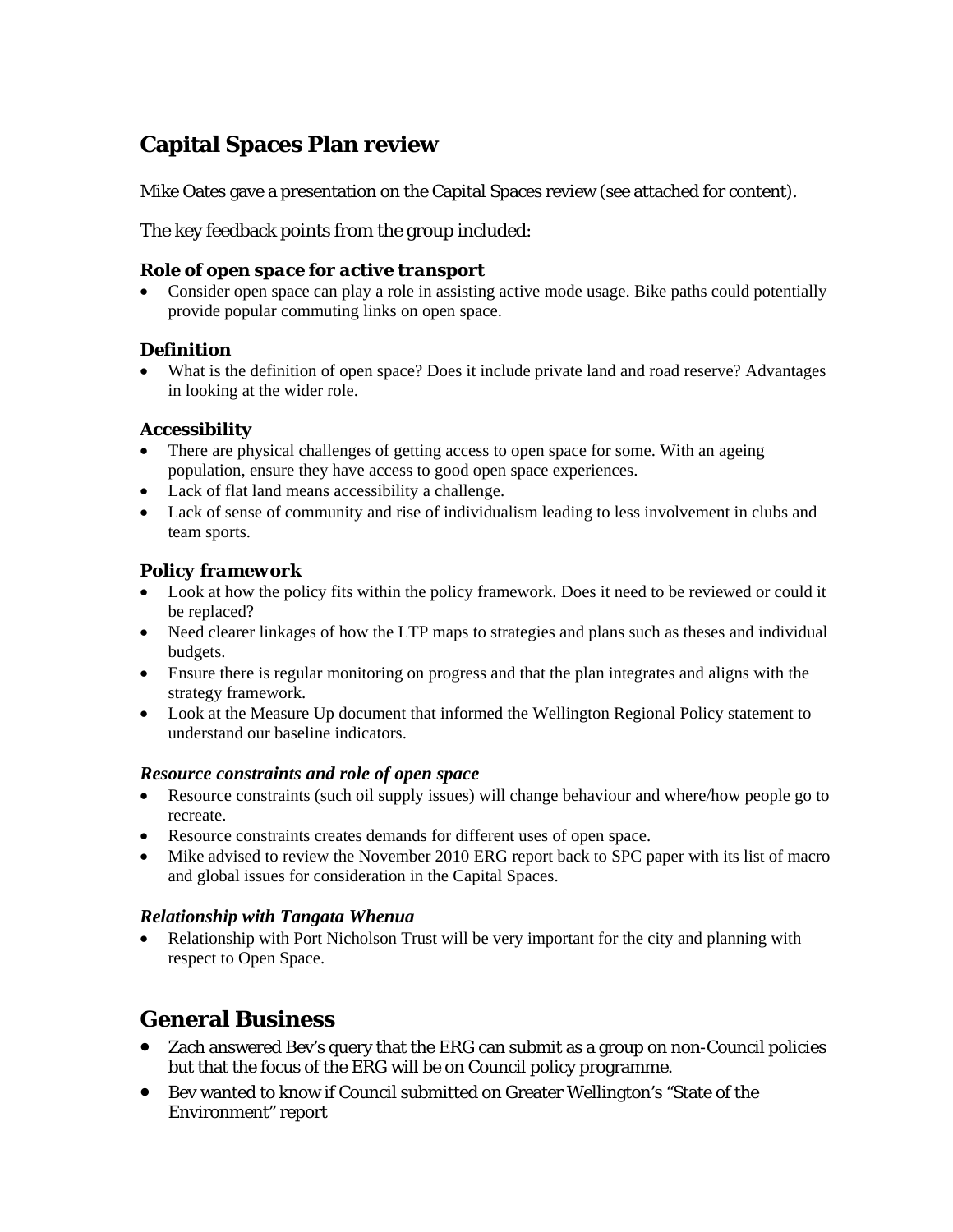## Capital Spaces Plan review

Mike Oates gave a presentation on the Capital Spaces review (see attached for content).

The key feedback points from the group included:

### *Role of open space for active transport*

- Consider open space can play a role in assisting active mode usage. Bike paths could potentially provide popular commuting links on open space.

### Definition

- What is the definition of open space? Does it include private land and road reserve? Advantages in looking at the wider role.

### Accessibility

- There are physical challenges of getting access to open space for some. With an ageing population, ensure they have access to good open space experiences.
- Lack of flat land means accessibility a challenge.
- Lack of sense of community and rise of individualism leading to less involvement in clubs and team sports.

### *Policy framework*

- Look at how the policy fits within the policy framework. Does it need to be reviewed or could it be replaced?
- Need clearer linkages of how the LTP maps to strategies and plans such as theses and individual budgets.
- Ensure there is regular monitoring on progress and that the plan integrates and aligns with the strategy framework.
- Look at the Measure Up document that informed the Wellington Regional Policy statement to understand our baseline indicators.

### *Resource constraints and role of open space*

- Resource constraints (such oil supply issues) will change behaviour and where/how people go to recreate.
- Resource constraints creates demands for different uses of open space.
- Mike advised to review the November 2010 ERG report back to SPC paper with its list of macro and global issues for consideration in the Capital Spaces.

### *Relationship with Tangata Whenua*

- Relationship with Port Nicholson Trust will be very important for the city and planning with respect to Open Space.

## General Business

- Zach answered Bev's query that the ERG can submit as a group on non-Council policies but that the focus of the ERG will be on Council policy programme.
- Bev wanted to know if Council submitted on Greater Wellington's "State of the Environment" report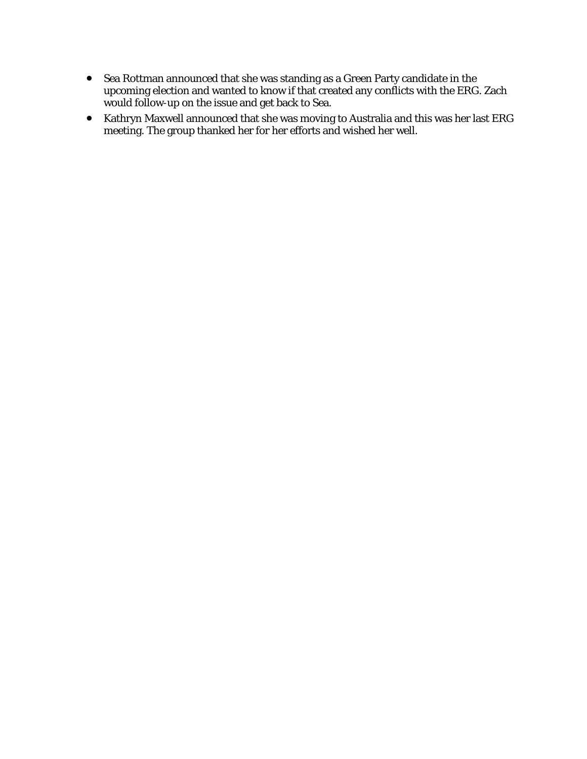- Sea Rottman announced that she was standing as a Green Party candidate in the upcoming election and wanted to know if that created any conflicts with the ERG. Zach would follow-up on the issue and get back to Sea.
- Kathryn Maxwell announced that she was moving to Australia and this was her last ERG meeting. The group thanked her for her efforts and wished her well.